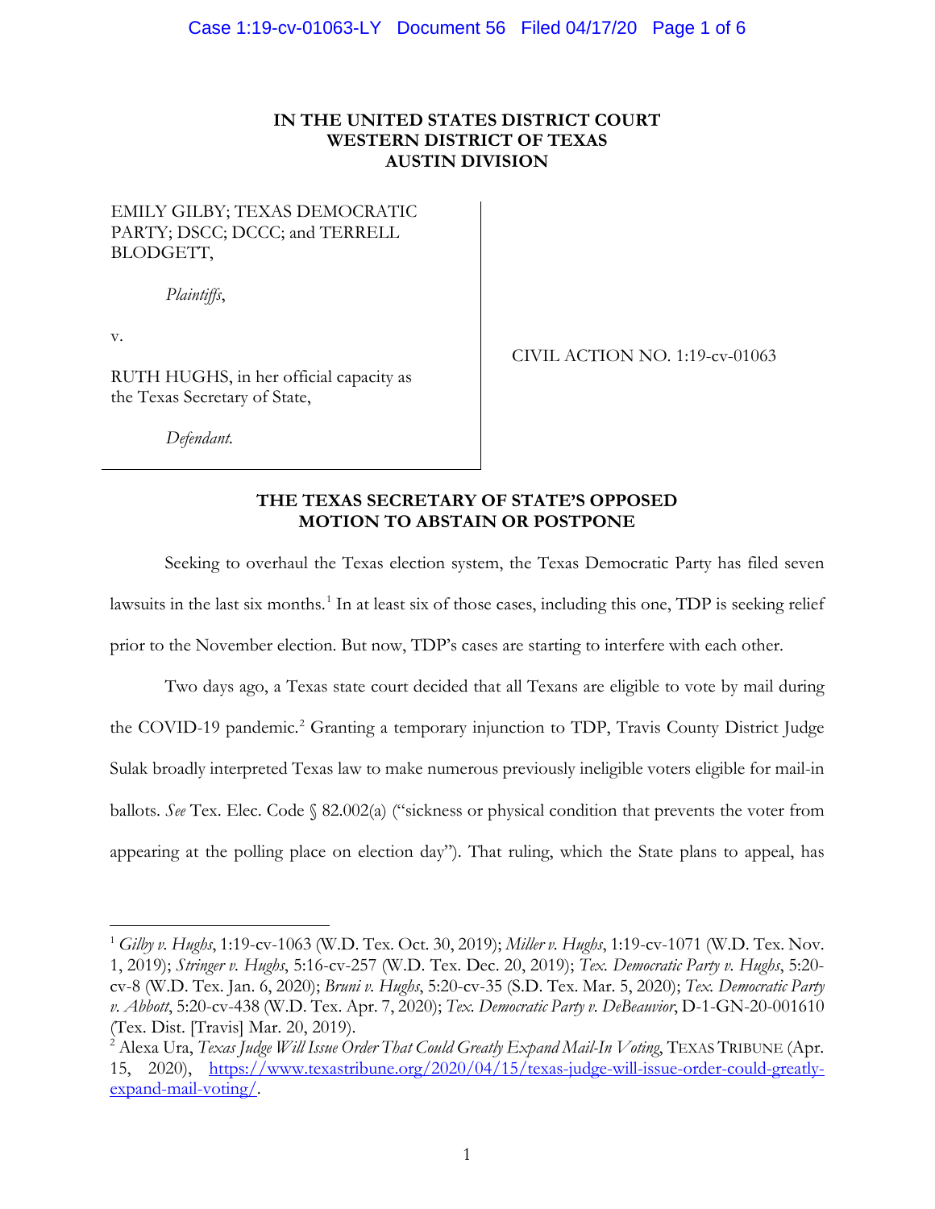**IN THE UNITED STATES DISTRICT COURT**
**WESTERN DISTRICT OF TEXAS**
**AUSTIN DIVISION**

EMILY GILBY; TEXAS DEMOCRATIC PARTY; DSCC; DCCC; and TERRELL BLODGETT,

*Plaintiffs*,

v.

RUTH HUGHS, in her official capacity as the Texas Secretary of State,

*Defendant*.

CIVIL ACTION NO. 1:19-cv-01063

## THE TEXAS SECRETARY OF STATE'S OPPOSED MOTION TO ABSTAIN OR POSTPONE

Seeking to overhaul the Texas election system, the Texas Democratic Party has filed seven lawsuits in the last six months.[1] In at least six of those cases, including this one, TDP is seeking relief prior to the November election. But now, TDP's cases are starting to interfere with each other.

Two days ago, a Texas state court decided that all Texans are eligible to vote by mail during the COVID-19 pandemic.[2] Granting a temporary injunction to TDP, Travis County District Judge Sulak broadly interpreted Texas law to make numerous previously ineligible voters eligible for mail-in ballots. *See* Tex. Elec. Code § 82.002(a) ("sickness or physical condition that prevents the voter from appearing at the polling place on election day"). That ruling, which the State plans to appeal, has

---

[1] *Gilby v. Hughs*, 1:19-cv-1063 (W.D. Tex. Oct. 30, 2019); *Miller v. Hughs*, 1:19-cv-1071 (W.D. Tex. Nov. 1, 2019); *Stringer v. Hughs*, 5:16-cv-257 (W.D. Tex. Dec. 20, 2019); *Tex. Democratic Party v. Hughs*, 5:20-cv-8 (W.D. Tex. Jan. 6, 2020); *Bruni v. Hughs*, 5:20-cv-35 (S.D. Tex. Mar. 5, 2020); *Tex. Democratic Party v. Abbott*, 5:20-cv-438 (W.D. Tex. Apr. 7, 2020); *Tex. Democratic Party v. DeBeauvior*, D-1-GN-20-001610 (Tex. Dist. [Travis] Mar. 20, 2019).

[2] Alexa Ura, *Texas Judge Will Issue Order That Could Greatly Expand Mail-In Voting*, TEXAS TRIBUNE (Apr. 15, 2020), https://www.texastribune.org/2020/04/15/texas-judge-will-issue-order-could-greatly-expand-mail-voting/.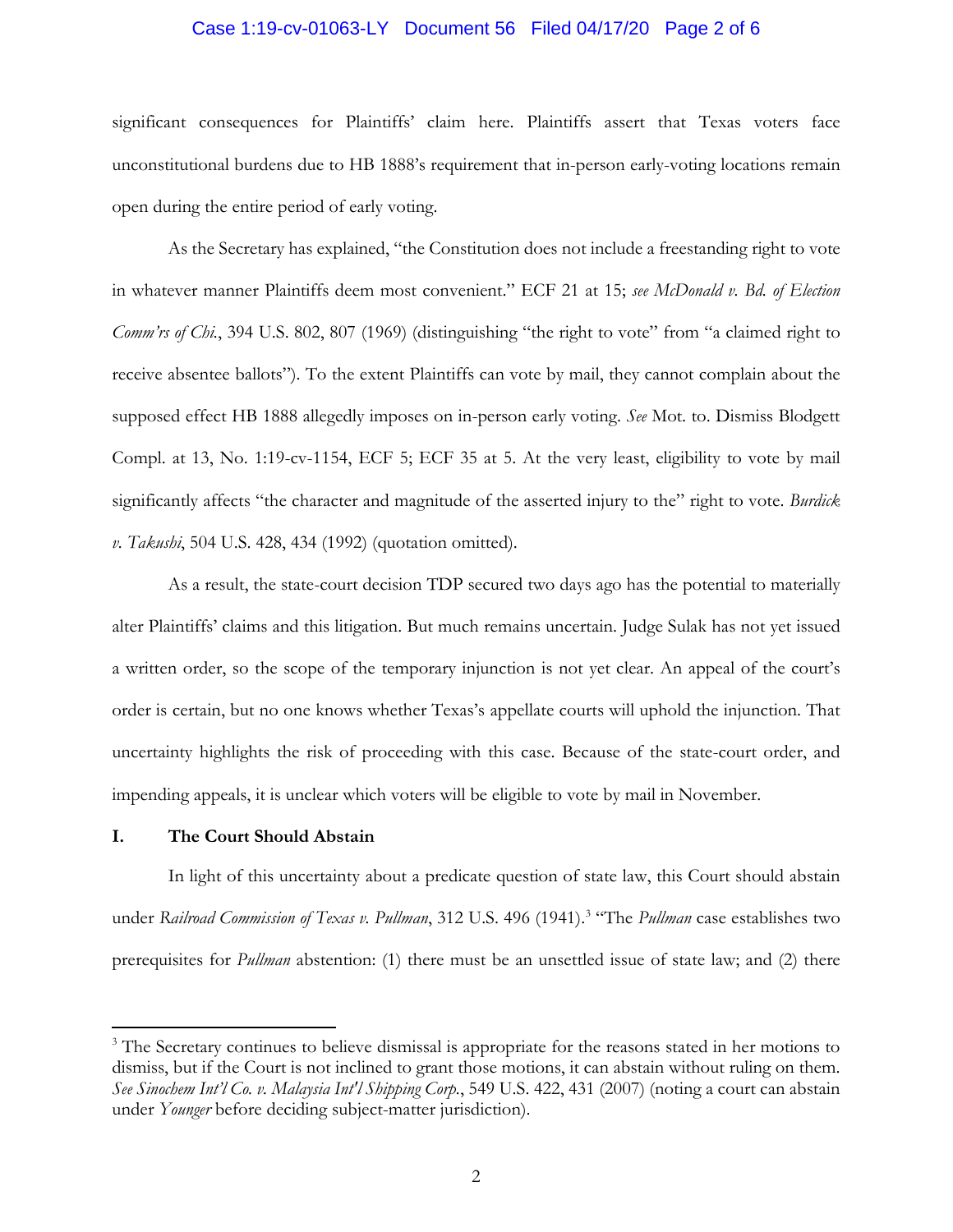significant consequences for Plaintiffs' claim here. Plaintiffs assert that Texas voters face unconstitutional burdens due to HB 1888's requirement that in-person early-voting locations remain open during the entire period of early voting.

As the Secretary has explained, "the Constitution does not include a freestanding right to vote in whatever manner Plaintiffs deem most convenient." ECF 21 at 15; *see McDonald v. Bd. of Election Comm'rs of Chi.*, 394 U.S. 802, 807 (1969) (distinguishing "the right to vote" from "a claimed right to receive absentee ballots"). To the extent Plaintiffs can vote by mail, they cannot complain about the supposed effect HB 1888 allegedly imposes on in-person early voting. *See* Mot. to. Dismiss Blodgett Compl. at 13, No. 1:19-cv-1154, ECF 5; ECF 35 at 5. At the very least, eligibility to vote by mail significantly affects "the character and magnitude of the asserted injury to the" right to vote. *Burdick v. Takushi*, 504 U.S. 428, 434 (1992) (quotation omitted).

As a result, the state-court decision TDP secured two days ago has the potential to materially alter Plaintiffs' claims and this litigation. But much remains uncertain. Judge Sulak has not yet issued a written order, so the scope of the temporary injunction is not yet clear. An appeal of the court's order is certain, but no one knows whether Texas's appellate courts will uphold the injunction. That uncertainty highlights the risk of proceeding with this case. Because of the state-court order, and impending appeals, it is unclear which voters will be eligible to vote by mail in November.

## I. The Court Should Abstain

In light of this uncertainty about a predicate question of state law, this Court should abstain under *Railroad Commission of Texas v. Pullman*, 312 U.S. 496 (1941).[3] "The *Pullman* case establishes two prerequisites for *Pullman* abstention: (1) there must be an unsettled issue of state law; and (2) there

---

[3] The Secretary continues to believe dismissal is appropriate for the reasons stated in her motions to dismiss, but if the Court is not inclined to grant those motions, it can abstain without ruling on them. *See Sinochem Int'l Co. v. Malaysia Int'l Shipping Corp.*, 549 U.S. 422, 431 (2007) (noting a court can abstain under *Younger* before deciding subject-matter jurisdiction).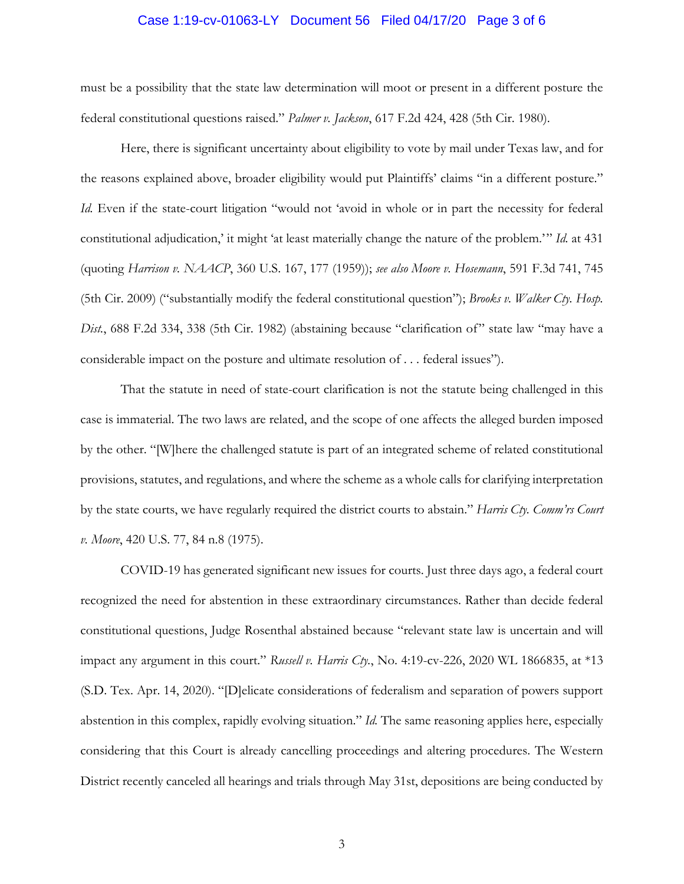must be a possibility that the state law determination will moot or present in a different posture the federal constitutional questions raised." *Palmer v. Jackson*, 617 F.2d 424, 428 (5th Cir. 1980).

Here, there is significant uncertainty about eligibility to vote by mail under Texas law, and for the reasons explained above, broader eligibility would put Plaintiffs' claims "in a different posture." *Id.* Even if the state-court litigation "would not 'avoid in whole or in part the necessity for federal constitutional adjudication,' it might 'at least materially change the nature of the problem.'" *Id.* at 431 (quoting *Harrison v. NAACP*, 360 U.S. 167, 177 (1959)); *see also Moore v. Hosemann*, 591 F.3d 741, 745 (5th Cir. 2009) ("substantially modify the federal constitutional question"); *Brooks v. Walker Cty. Hosp. Dist.*, 688 F.2d 334, 338 (5th Cir. 1982) (abstaining because "clarification of" state law "may have a considerable impact on the posture and ultimate resolution of . . . federal issues").

That the statute in need of state-court clarification is not the statute being challenged in this case is immaterial. The two laws are related, and the scope of one affects the alleged burden imposed by the other. "[W]here the challenged statute is part of an integrated scheme of related constitutional provisions, statutes, and regulations, and where the scheme as a whole calls for clarifying interpretation by the state courts, we have regularly required the district courts to abstain." *Harris Cty. Comm'rs Court v. Moore*, 420 U.S. 77, 84 n.8 (1975).

COVID-19 has generated significant new issues for courts. Just three days ago, a federal court recognized the need for abstention in these extraordinary circumstances. Rather than decide federal constitutional questions, Judge Rosenthal abstained because "relevant state law is uncertain and will impact any argument in this court." *Russell v. Harris Cty.*, No. 4:19-cv-226, 2020 WL 1866835, at *13 (S.D. Tex. Apr. 14, 2020). "[D]elicate considerations of federalism and separation of powers support abstention in this complex, rapidly evolving situation." *Id.* The same reasoning applies here, especially considering that this Court is already cancelling proceedings and altering procedures. The Western District recently canceled all hearings and trials through May 31st, depositions are being conducted by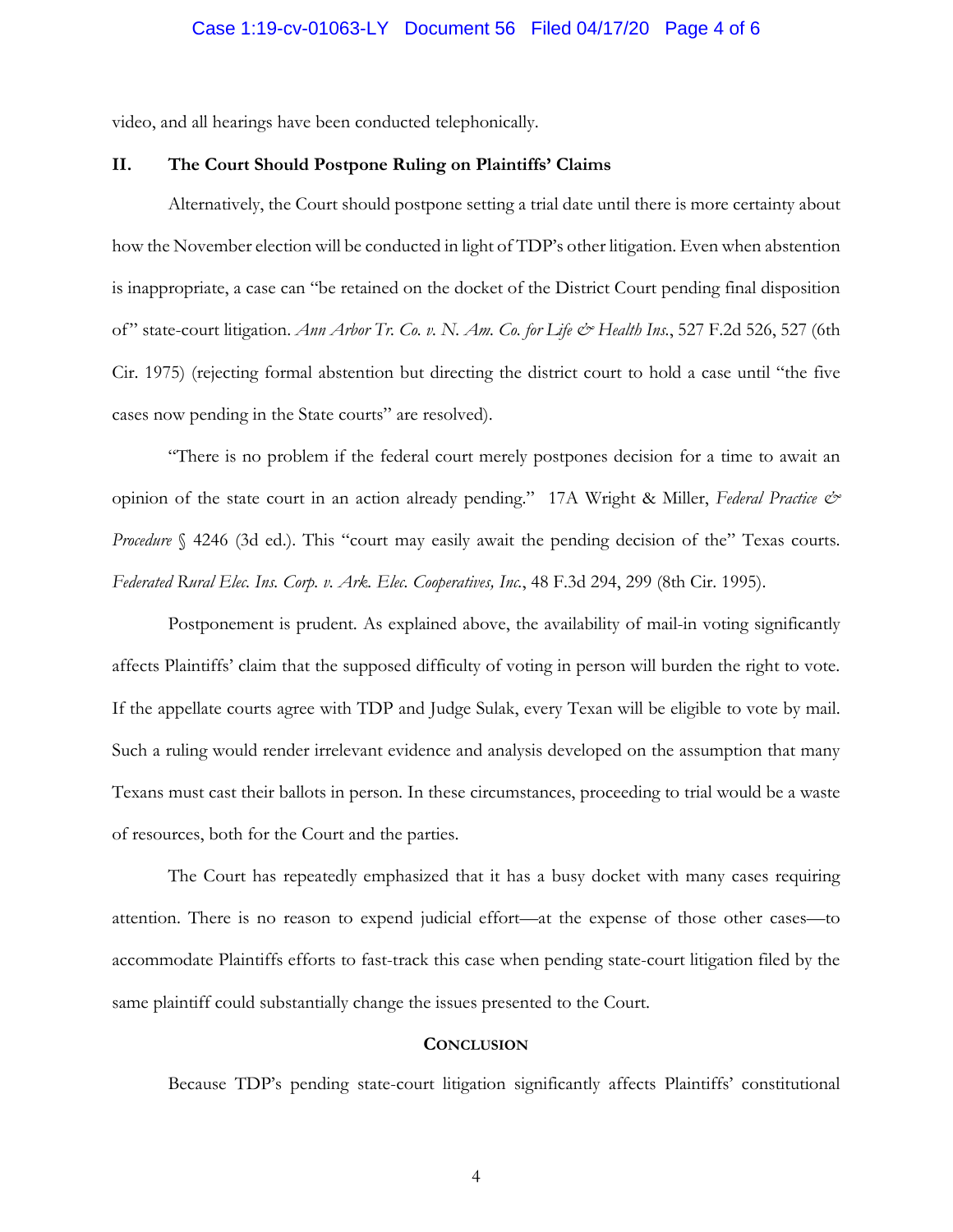video, and all hearings have been conducted telephonically.

## II. The Court Should Postpone Ruling on Plaintiffs' Claims

Alternatively, the Court should postpone setting a trial date until there is more certainty about how the November election will be conducted in light of TDP's other litigation. Even when abstention is inappropriate, a case can "be retained on the docket of the District Court pending final disposition of" state-court litigation. *Ann Arbor Tr. Co. v. N. Am. Co. for Life & Health Ins.*, 527 F.2d 526, 527 (6th Cir. 1975) (rejecting formal abstention but directing the district court to hold a case until "the five cases now pending in the State courts" are resolved).

"There is no problem if the federal court merely postpones decision for a time to await an opinion of the state court in an action already pending." 17A Wright & Miller, *Federal Practice & Procedure* § 4246 (3d ed.). This "court may easily await the pending decision of the" Texas courts. *Federated Rural Elec. Ins. Corp. v. Ark. Elec. Cooperatives, Inc.*, 48 F.3d 294, 299 (8th Cir. 1995).

Postponement is prudent. As explained above, the availability of mail-in voting significantly affects Plaintiffs' claim that the supposed difficulty of voting in person will burden the right to vote. If the appellate courts agree with TDP and Judge Sulak, every Texan will be eligible to vote by mail. Such a ruling would render irrelevant evidence and analysis developed on the assumption that many Texans must cast their ballots in person. In these circumstances, proceeding to trial would be a waste of resources, both for the Court and the parties.

The Court has repeatedly emphasized that it has a busy docket with many cases requiring attention. There is no reason to expend judicial effort—at the expense of those other cases—to accommodate Plaintiffs efforts to fast-track this case when pending state-court litigation filed by the same plaintiff could substantially change the issues presented to the Court.

## Conclusion

Because TDP's pending state-court litigation significantly affects Plaintiffs' constitutional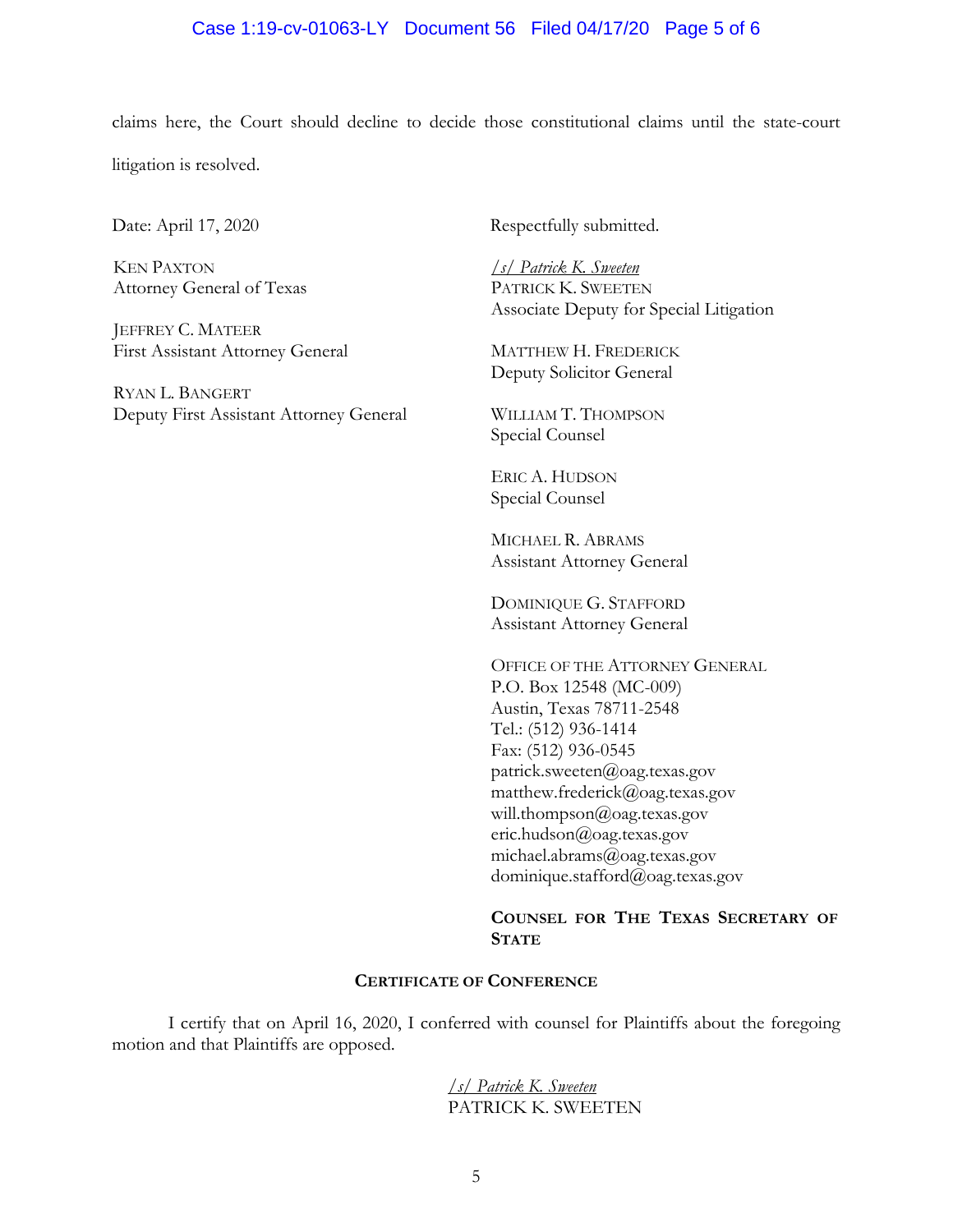claims here, the Court should decline to decide those constitutional claims until the state-court litigation is resolved.

Date: April 17, 2020

KEN PAXTON
Attorney General of Texas

JEFFREY C. MATEER
First Assistant Attorney General

RYAN L. BANGERT
Deputy First Assistant Attorney General

Respectfully submitted.

*/s/ Patrick K. Sweeten*
PATRICK K. SWEETEN
Associate Deputy for Special Litigation

MATTHEW H. FREDERICK
Deputy Solicitor General

WILLIAM T. THOMPSON
Special Counsel

ERIC A. HUDSON
Special Counsel

MICHAEL R. ABRAMS
Assistant Attorney General

DOMINIQUE G. STAFFORD
Assistant Attorney General

OFFICE OF THE ATTORNEY GENERAL
P.O. Box 12548 (MC-009)
Austin, Texas 78711-2548
Tel.: (512) 936-1414
Fax: (512) 936-0545
patrick.sweeten@oag.texas.gov
matthew.frederick@oag.texas.gov
will.thompson@oag.texas.gov
eric.hudson@oag.texas.gov
michael.abrams@oag.texas.gov
dominique.stafford@oag.texas.gov

**COUNSEL FOR THE TEXAS SECRETARY OF STATE**

## CERTIFICATE OF CONFERENCE

I certify that on April 16, 2020, I conferred with counsel for Plaintiffs about the foregoing motion and that Plaintiffs are opposed.

*/s/ Patrick K. Sweeten*
PATRICK K. SWEETEN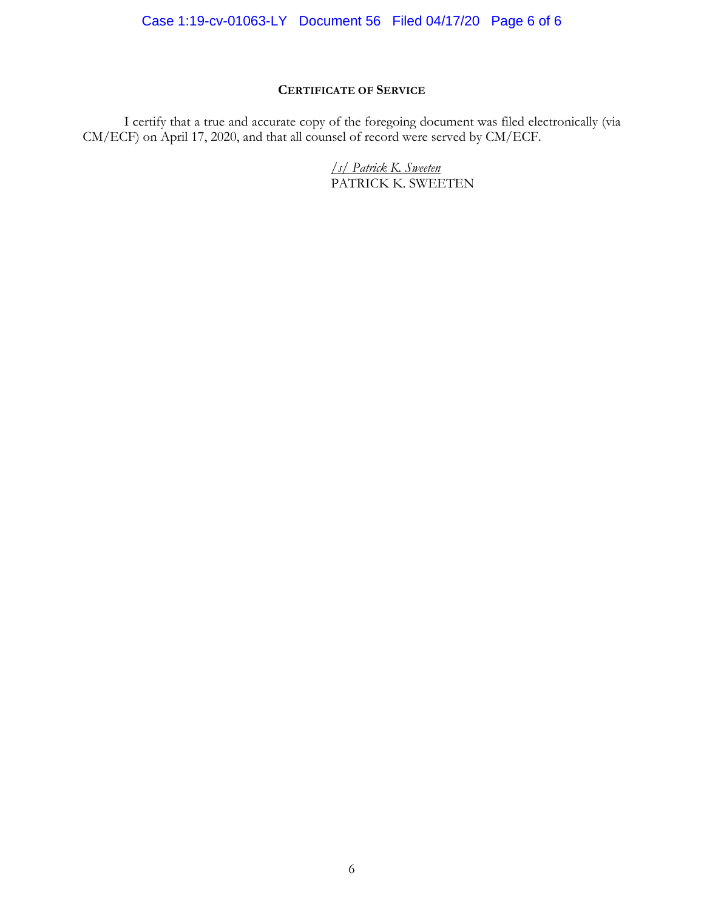## CERTIFICATE OF SERVICE

I certify that a true and accurate copy of the foregoing document was filed electronically (via CM/ECF) on April 17, 2020, and that all counsel of record were served by CM/ECF.

*/s/ Patrick K. Sweeten*
PATRICK K. SWEETEN